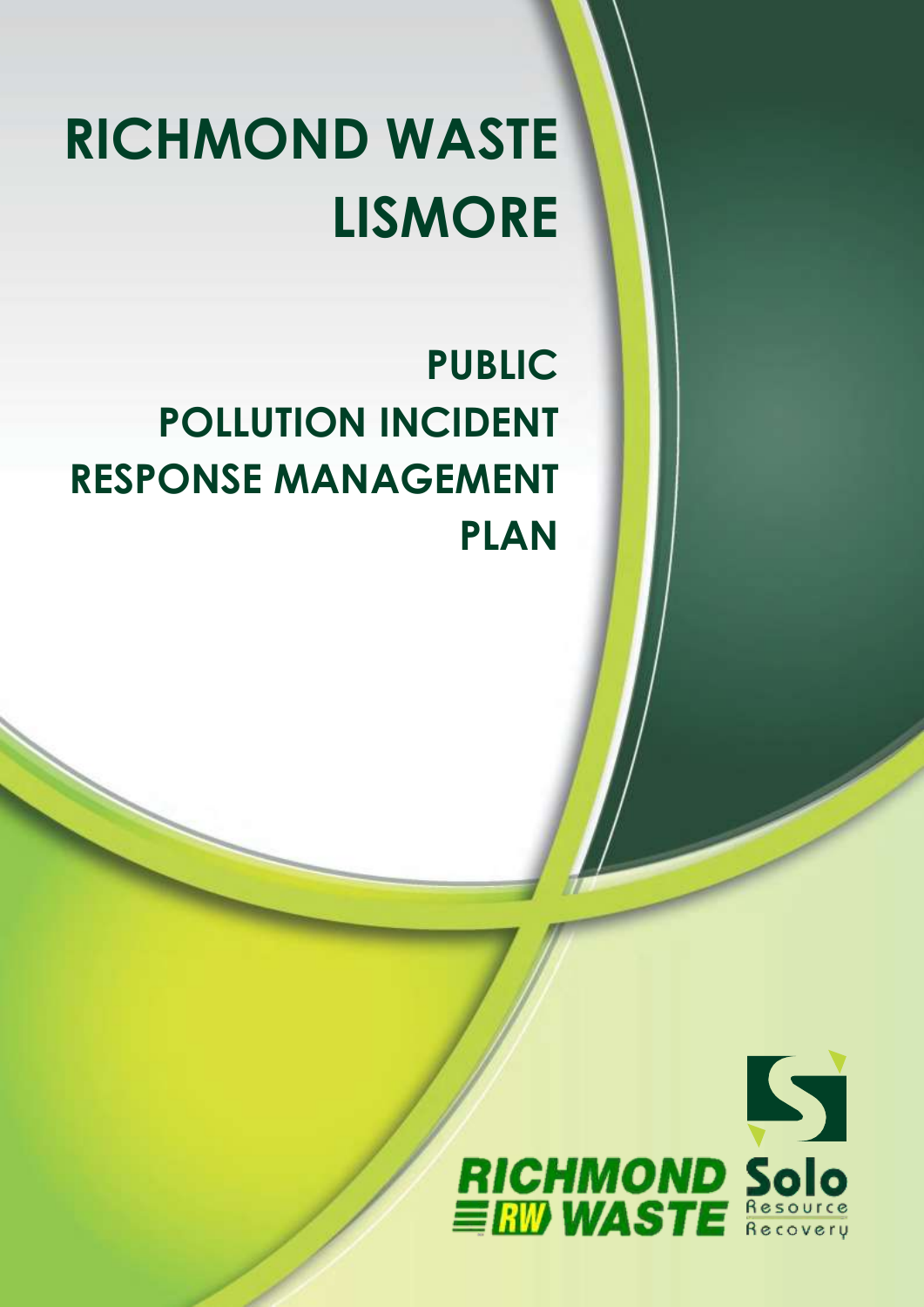# RICHMOND WASTE LISMORE

## PUBLIC POLLUTION INCIDENT RESPONSE MANAGEMENT PLAN

RICHMOND RW WASTE

Solo Resource Recovery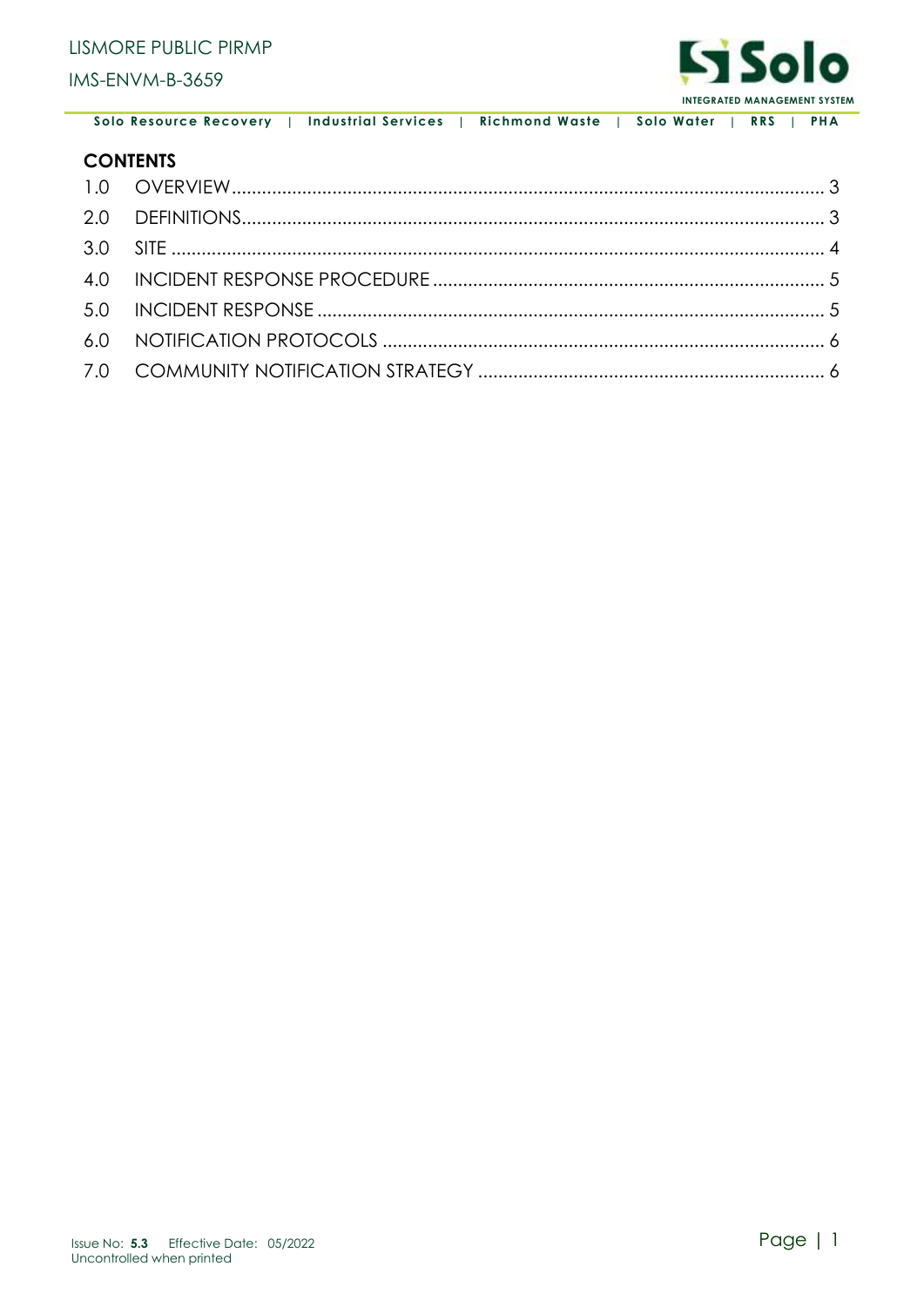## CONTENTS

| | | |
|---|---|---|
| 1.0 | OVERVIEW | 3 |
| 2.0 | DEFINITIONS | 3 |
| 3.0 | SITE | 4 |
| 4.0 | INCIDENT RESPONSE PROCEDURE | 5 |
| 5.0 | INCIDENT RESPONSE | 5 |
| 6.0 | NOTIFICATION PROTOCOLS | 6 |
| 7.0 | COMMUNITY NOTIFICATION STRATEGY | 6 |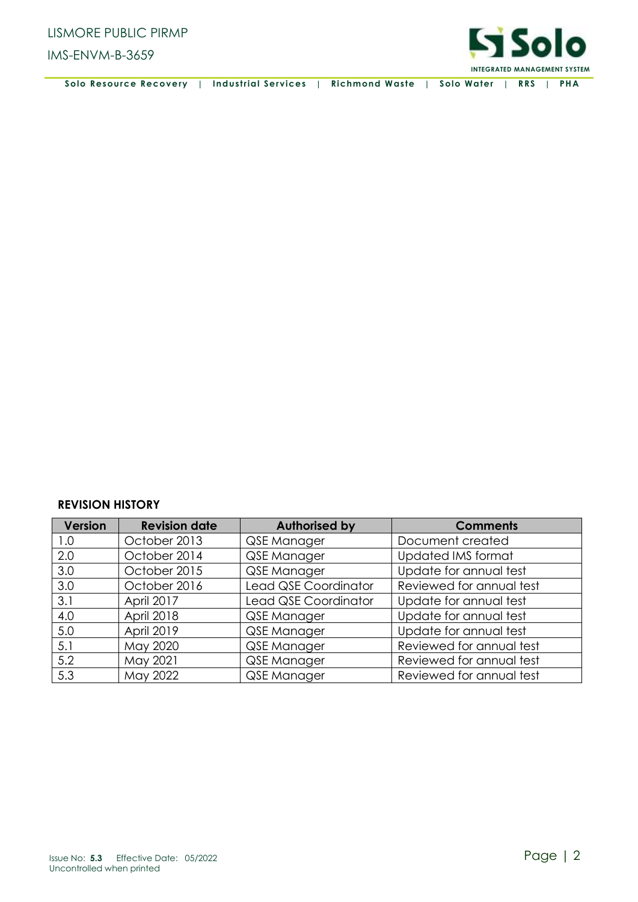**REVISION HISTORY**

| Version | Revision date | Authorised by | Comments |
|---|---|---|---|
| 1.0 | October 2013 | QSE Manager | Document created |
| 2.0 | October 2014 | QSE Manager | Updated IMS format |
| 3.0 | October 2015 | QSE Manager | Update for annual test |
| 3.0 | October 2016 | Lead QSE Coordinator | Reviewed for annual test |
| 3.1 | April 2017 | Lead QSE Coordinator | Update for annual test |
| 4.0 | April 2018 | QSE Manager | Update for annual test |
| 5.0 | April 2019 | QSE Manager | Update for annual test |
| 5.1 | May 2020 | QSE Manager | Reviewed for annual test |
| 5.2 | May 2021 | QSE Manager | Reviewed for annual test |
| 5.3 | May 2022 | QSE Manager | Reviewed for annual test |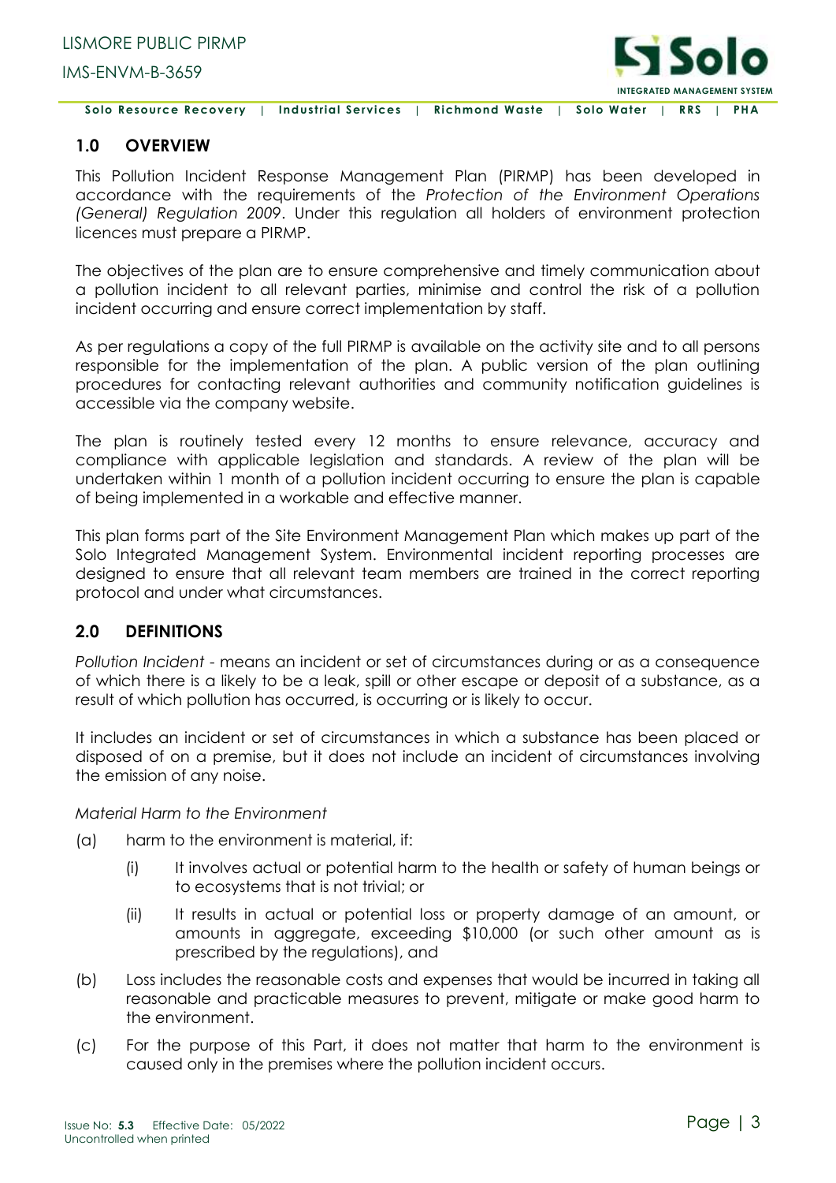## 1.0 OVERVIEW

This Pollution Incident Response Management Plan (PIRMP) has been developed in accordance with the requirements of the *Protection of the Environment Operations (General) Regulation 2009*. Under this regulation all holders of environment protection licences must prepare a PIRMP.

The objectives of the plan are to ensure comprehensive and timely communication about a pollution incident to all relevant parties, minimise and control the risk of a pollution incident occurring and ensure correct implementation by staff.

As per regulations a copy of the full PIRMP is available on the activity site and to all persons responsible for the implementation of the plan. A public version of the plan outlining procedures for contacting relevant authorities and community notification guidelines is accessible via the company website.

The plan is routinely tested every 12 months to ensure relevance, accuracy and compliance with applicable legislation and standards. A review of the plan will be undertaken within 1 month of a pollution incident occurring to ensure the plan is capable of being implemented in a workable and effective manner.

This plan forms part of the Site Environment Management Plan which makes up part of the Solo Integrated Management System. Environmental incident reporting processes are designed to ensure that all relevant team members are trained in the correct reporting protocol and under what circumstances.

## 2.0 DEFINITIONS

*Pollution Incident* - means an incident or set of circumstances during or as a consequence of which there is a likely to be a leak, spill or other escape or deposit of a substance, as a result of which pollution has occurred, is occurring or is likely to occur.

It includes an incident or set of circumstances in which a substance has been placed or disposed of on a premise, but it does not include an incident of circumstances involving the emission of any noise.

*Material Harm to the Environment*

(a) harm to the environment is material, if:

  (i) It involves actual or potential harm to the health or safety of human beings or to ecosystems that is not trivial; or

  (ii) It results in actual or potential loss or property damage of an amount, or amounts in aggregate, exceeding $10,000 (or such other amount as is prescribed by the regulations), and

(b) Loss includes the reasonable costs and expenses that would be incurred in taking all reasonable and practicable measures to prevent, mitigate or make good harm to the environment.

(c) For the purpose of this Part, it does not matter that harm to the environment is caused only in the premises where the pollution incident occurs.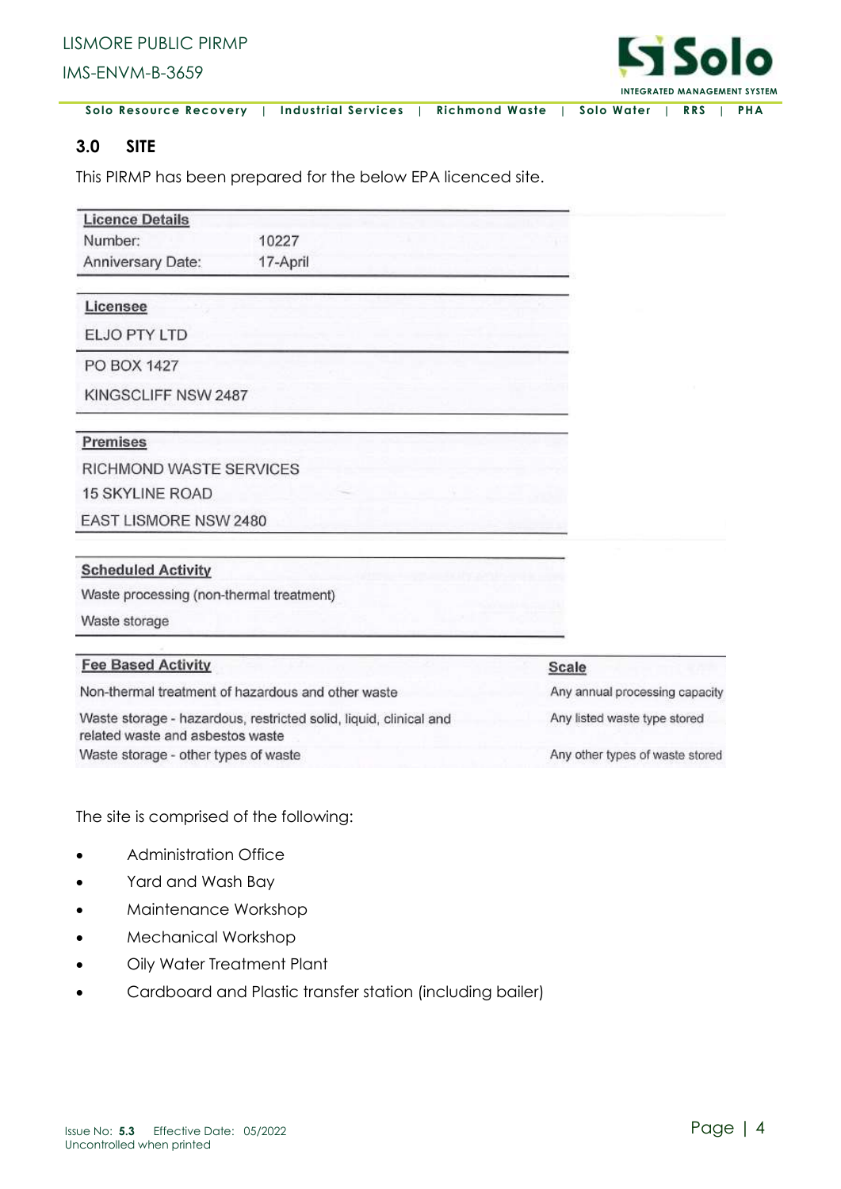## 3.0 SITE

This PIRMP has been prepared for the below EPA licenced site.

| Licence Details | |
|---|---|
| Number: | 10227 |
| Anniversary Date: | 17-April |

**Licensee**

ELJO PTY LTD

PO BOX 1427

KINGSCLIFF NSW 2487

**Premises**

RICHMOND WASTE SERVICES

15 SKYLINE ROAD

EAST LISMORE NSW 2480

**Scheduled Activity**

Waste processing (non-thermal treatment)

Waste storage

| Fee Based Activity | Scale |
|---|---|
| Non-thermal treatment of hazardous and other waste | Any annual processing capacity |
| Waste storage - hazardous, restricted solid, liquid, clinical and related waste and asbestos waste | Any listed waste type stored |
| Waste storage - other types of waste | Any other types of waste stored |

The site is comprised of the following:

- Administration Office
- Yard and Wash Bay
- Maintenance Workshop
- Mechanical Workshop
- Oily Water Treatment Plant
- Cardboard and Plastic transfer station (including bailer)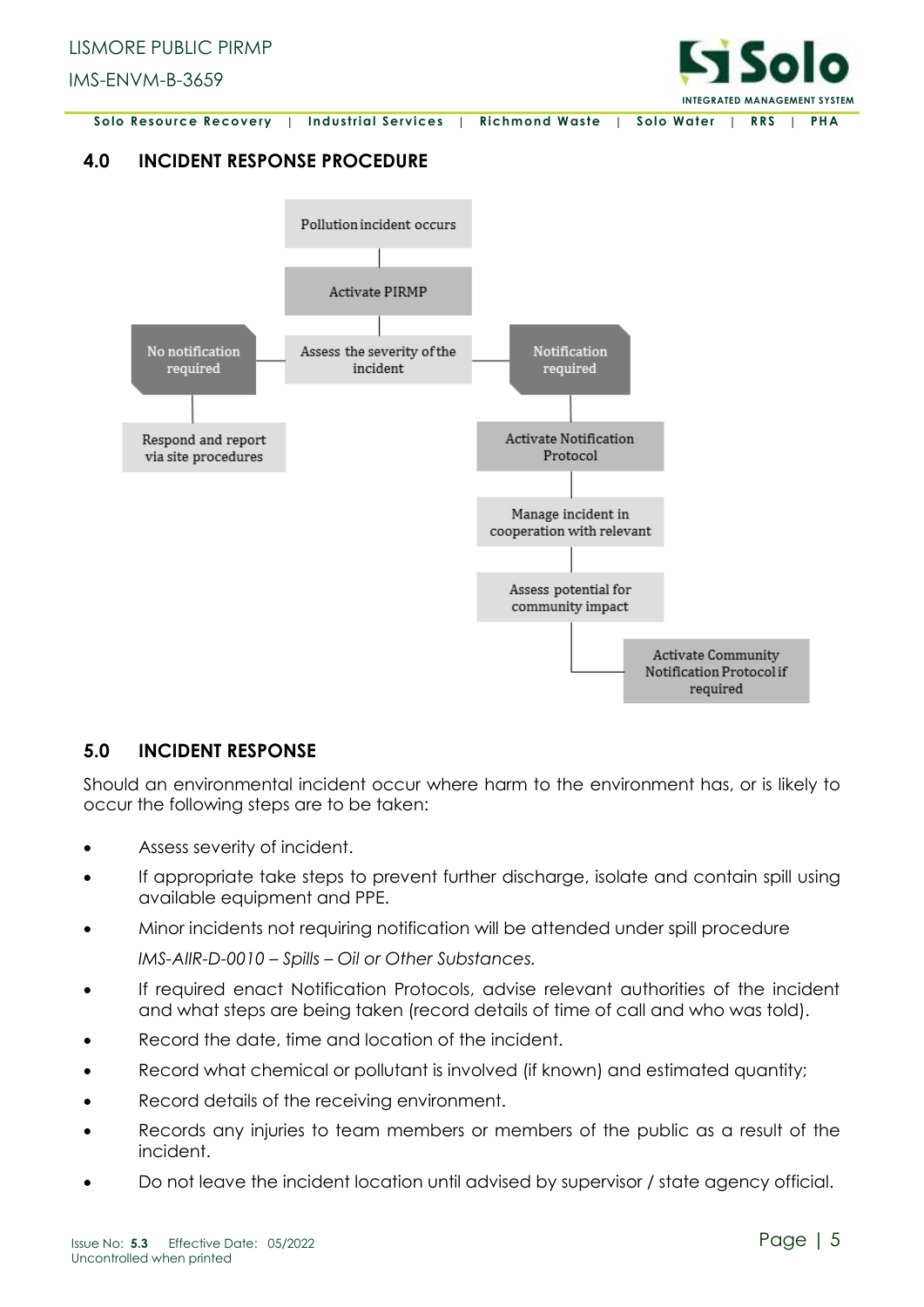## 4.0 INCIDENT RESPONSE PROCEDURE

Pollution incident occurs

Activate PIRMP

Assess the severity of the incident

No notification required

Respond and report via site procedures

Notification required

Activate Notification Protocol

Manage incident in cooperation with relevant

Assess potential for community impact

Activate Community Notification Protocol if required

## 5.0 INCIDENT RESPONSE

Should an environmental incident occur where harm to the environment has, or is likely to occur the following steps are to be taken:

- Assess severity of incident.
- If appropriate take steps to prevent further discharge, isolate and contain spill using available equipment and PPE.
- Minor incidents not requiring notification will be attended under spill procedure

  *IMS-AIIR-D-0010 – Spills – Oil or Other Substances.*
- If required enact Notification Protocols, advise relevant authorities of the incident and what steps are being taken (record details of time of call and who was told).
- Record the date, time and location of the incident.
- Record what chemical or pollutant is involved (if known) and estimated quantity;
- Record details of the receiving environment.
- Records any injuries to team members or members of the public as a result of the incident.
- Do not leave the incident location until advised by supervisor / state agency official.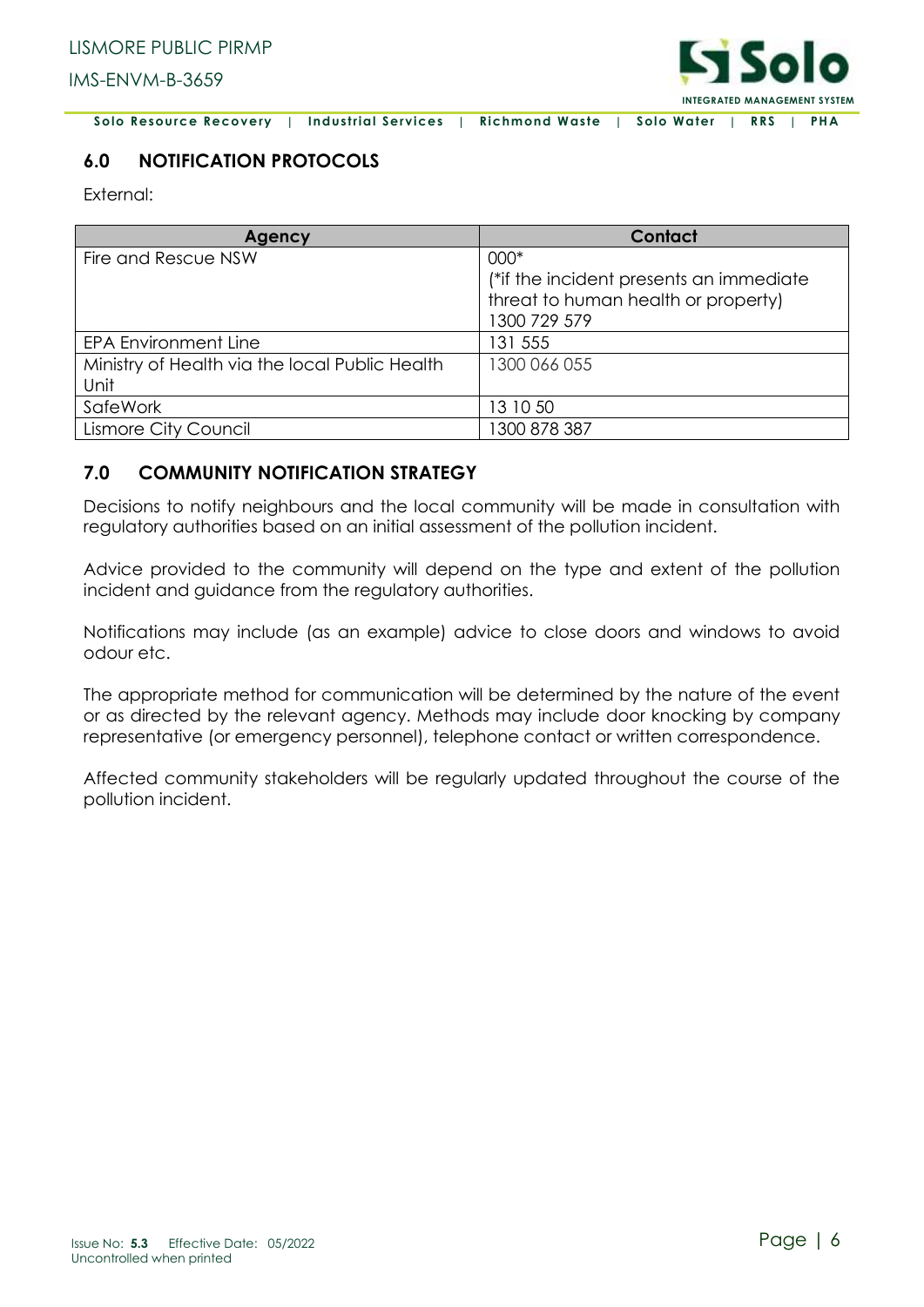## 6.0 NOTIFICATION PROTOCOLS

External:

| Agency | Contact |
|---|---|
| Fire and Rescue NSW | 000* (*if the incident presents an immediate threat to human health or property) 1300 729 579 |
| EPA Environment Line | 131 555 |
| Ministry of Health via the local Public Health Unit | 1300 066 055 |
| SafeWork | 13 10 50 |
| Lismore City Council | 1300 878 387 |

## 7.0 COMMUNITY NOTIFICATION STRATEGY

Decisions to notify neighbours and the local community will be made in consultation with regulatory authorities based on an initial assessment of the pollution incident.

Advice provided to the community will depend on the type and extent of the pollution incident and guidance from the regulatory authorities.

Notifications may include (as an example) advice to close doors and windows to avoid odour etc.

The appropriate method for communication will be determined by the nature of the event or as directed by the relevant agency. Methods may include door knocking by company representative (or emergency personnel), telephone contact or written correspondence.

Affected community stakeholders will be regularly updated throughout the course of the pollution incident.